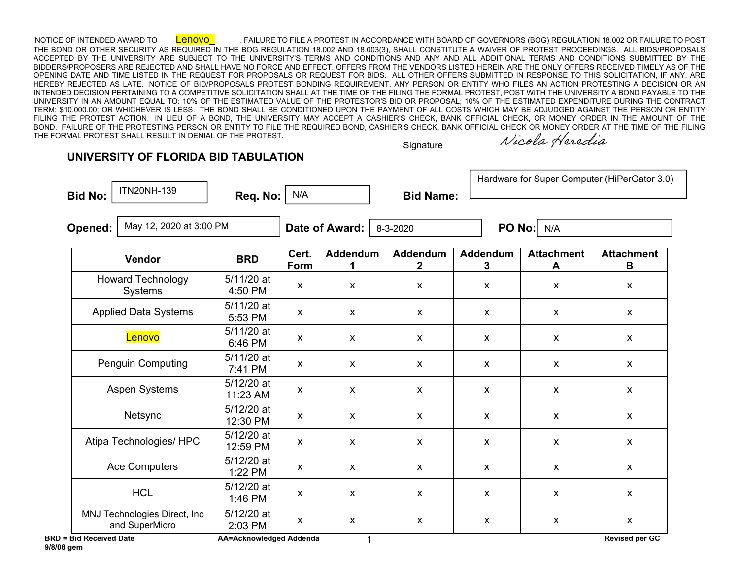'NOTICE OF INTENDED AWARD TO ____Lenovo______. FAILURE TO FILE A PROTEST IN ACCORDANCE WITH BOARD OF GOVERNORS (BOG) REGULATION 18.002 OR FAILURE TO POST THE BOND OR OTHER SECURITY AS REQUIRED IN THE BOG REGULATION 18.002 AND 18.003(3), SHALL CONSTITUTE A WAIVER OF PROTEST PROCEEDINGS. ALL BIDS/PROPOSALS ACCEPTED BY THE UNIVERSITY ARE SUBJECT TO THE UNIVERSITY'S TERMS AND CONDITIONS AND ANY AND ALL ADDITIONAL TERMS AND CONDITIONS SUBMITTED BY THE BIDDERS/PROPOSERS ARE REJECTED AND SHALL HAVE NO FORCE AND EFFECT. OFFERS FROM THE VENDORS LISTED HEREIN ARE THE ONLY OFFERS RECEIVED TIMELY AS OF THE OPENING DATE AND TIME LISTED IN THE REQUEST FOR PROPOSALS OR REQUEST FOR BIDS. ALL OTHER OFFERS SUBMITTED IN RESPONSE TO THIS SOLICITATION, IF ANY, ARE HEREBY REJECTED AS LATE. NOTICE OF BID/PROPOSALS PROTEST BONDING REQUIREMENT. ANY PERSON OR ENTITY WHO FILES AN ACTION PROTESTING A DECISION OR AN INTENDED DECISION PERTAINING TO A COMPETITIVE SOLICITATION SHALL AT THE TIME OF THE FILING THE FORMAL PROTEST, POST WITH THE UNIVERSITY A BOND PAYABLE TO THE UNIVERSITY IN AN AMOUNT EQUAL TO: 10% OF THE ESTIMATED VALUE OF THE PROTESTOR'S BID OR PROPOSAL; 10% OF THE ESTIMATED EXPENDITURE DURING THE CONTRACT TERM; $10,000.00; OR WHICHEVER IS LESS. THE BOND SHALL BE CONDITIONED UPON THE PAYMENT OF ALL COSTS WHICH MAY BE ADJUDGED AGAINST THE PERSON OR ENTITY FILING THE PROTEST ACTION. IN LIEU OF A BOND, THE UNIVERSITY MAY ACCEPT A CASHIER'S CHECK, BANK OFFICIAL CHECK, OR MONEY ORDER IN THE AMOUNT OF THE BOND. FAILURE OF THE PROTESTING PERSON OR ENTITY TO FILE THE REQUIRED BOND, CASHIER'S CHECK, BANK OFFICIAL CHECK OR MONEY ORDER AT THE TIME OF THE FILING THE FORMAL PROTEST SHALL RESULT IN DENIAL OF THE PROTEST.

Signature *Nicola Heredia*

## UNIVERSITY OF FLORIDA BID TABULATION

**Bid No:** ITN20NH-139 **Req. No:** N/A **Bid Name:** Hardware for Super Computer (HiPerGator 3.0)

**Opened:** May 12, 2020 at 3:00 PM **Date of Award:** 8-3-2020 **PO No:** N/A

| Vendor | BRD | Cert. Form | Addendum 1 | Addendum 2 | Addendum 3 | Attachment A | Attachment B |
|---|---|---|---|---|---|---|---|
| Howard Technology Systems | 5/11/20 at 4:50 PM | x | x | x | x | x | x |
| Applied Data Systems | 5/11/20 at 5:53 PM | x | x | x | x | x | x |
| Lenovo | 5/11/20 at 6:46 PM | x | x | x | x | x | x |
| Penguin Computing | 5/11/20 at 7:41 PM | x | x | x | x | x | x |
| Aspen Systems | 5/12/20 at 11:23 AM | x | x | x | x | x | x |
| Netsync | 5/12/20 at 12:30 PM | x | x | x | x | x | x |
| Atipa Technologies/ HPC | 5/12/20 at 12:59 PM | x | x | x | x | x | x |
| Ace Computers | 5/12/20 at 1:22 PM | x | x | x | x | x | x |
| HCL | 5/12/20 at 1:46 PM | x | x | x | x | x | x |
| MNJ Technologies Direct, Inc and SuperMicro | 5/12/20 at 2:03 PM | x | x | x | x | x | x |

**BRD = Bid Received Date** **AA=Acknowledged Addenda** **Revised per GC**

**9/8/08 gem**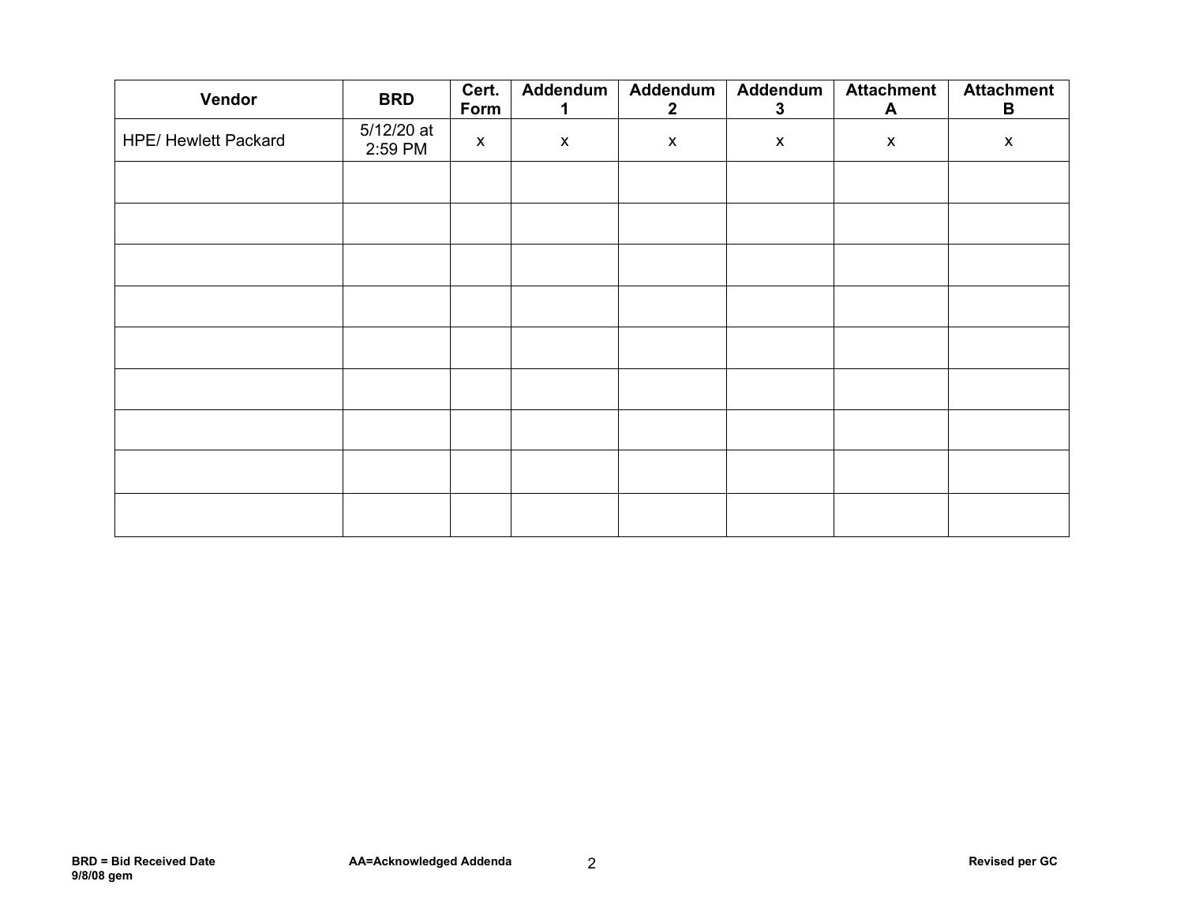| Vendor | BRD | Cert. Form | Addendum 1 | Addendum 2 | Addendum 3 | Attachment A | Attachment B |
|---|---|---|---|---|---|---|---|
| HPE/ Hewlett Packard | 5/12/20 at 2:59 PM | x | x | x | x | x | x |
| | | | | | | | |
| | | | | | | | |
| | | | | | | | |
| | | | | | | | |
| | | | | | | | |
| | | | | | | | |
| | | | | | | | |
| | | | | | | | |
| | | | | | | | |

**BRD = Bid Received Date**
**9/8/08 gem**

**AA=Acknowledged Addenda**

**Revised per GC**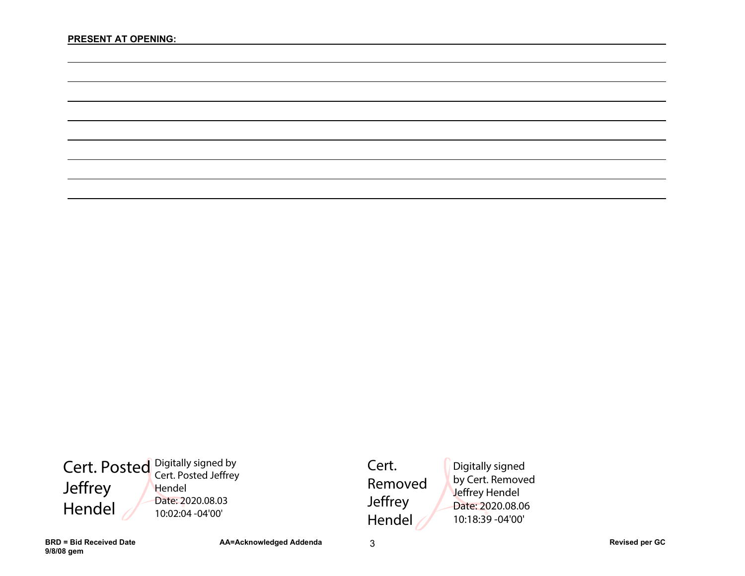**PRESENT AT OPENING:**

Cert. Posted Jeffrey Hendel — Digitally signed by Cert. Posted Jeffrey Hendel Date: 2020.08.03 10:02:04 -04'00'

Cert. Removed Jeffrey Hendel — Digitally signed by Cert. Removed Jeffrey Hendel Date: 2020.08.06 10:18:39 -04'00'

**BRD = Bid Received Date**
**9/8/08 gem**

**AA=Acknowledged Addenda**

**Revised per GC**